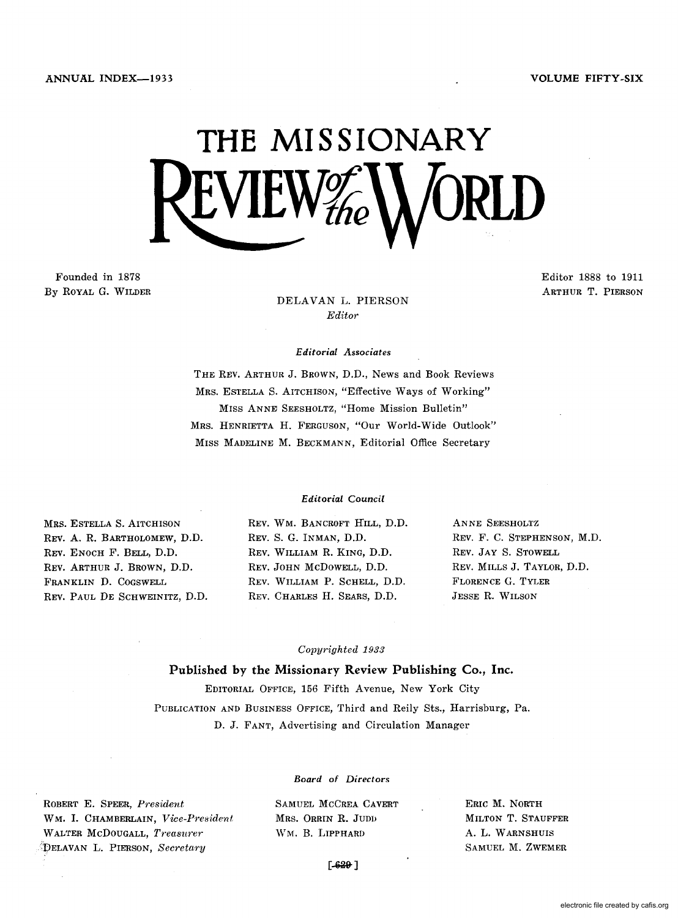ANNUAL INDEX—1933 VOLUME FIFTY-SIX

# THE MISSIONARY REVIEW of the WORLD

Founded in 1878
By ROYAL G. WILDER

Editor 1888 to 1911
ARTHUR T. PIERSON

DELAVAN L. PIERSON
*Editor*

*Editorial Associates*

THE REV. ARTHUR J. BROWN, D.D., News and Book Reviews
MRS. ESTELLA S. AITCHISON, "Effective Ways of Working"
MISS ANNE SEESHOLTZ, "Home Mission Bulletin"
MRS. HENRIETTA H. FERGUSON, "Our World-Wide Outlook"
MISS MADELINE M. BECKMANN, Editorial Office Secretary

*Editorial Council*

MRS. ESTELLA S. AITCHISON
REV. A. R. BARTHOLOMEW, D.D.
REV. ENOCH F. BELL, D.D.
REV. ARTHUR J. BROWN, D.D.
FRANKLIN D. COGSWELL
REV. PAUL DE SCHWEINITZ, D.D.
REV. WM. BANCROFT HILL, D.D.
REV. S. G. INMAN, D.D.
REV. WILLIAM R. KING, D.D.
REV. JOHN MCDOWELL, D.D.
REV. WILLIAM P. SCHELL, D.D.
REV. CHARLES H. SEARS, D.D.
ANNE SEESHOLTZ
REV. F. C. STEPHENSON, M.D.
REV. JAY S. STOWELL
REV. MILLS J. TAYLOR, D.D.
FLORENCE G. TYLER
JESSE R. WILSON

*Copyrighted 1933*

**Published by the Missionary Review Publishing Co., Inc.**

EDITORIAL OFFICE, 156 Fifth Avenue, New York City
PUBLICATION AND BUSINESS OFFICE, Third and Reily Sts., Harrisburg, Pa.
D. J. FANT, Advertising and Circulation Manager

*Board of Directors*

ROBERT E. SPEER, *President*
WM. I. CHAMBERLAIN, *Vice-President*
WALTER MCDOUGALL, *Treasurer*
DELAVAN L. PIERSON, *Secretary*
SAMUEL MCCREA CAVERT
MRS. ORRIN R. JUDD
WM. B. LIPPHARD
ERIC M. NORTH
MILTON T. STAUFFER
A. L. WARNSHUIS
SAMUEL M. ZWEMER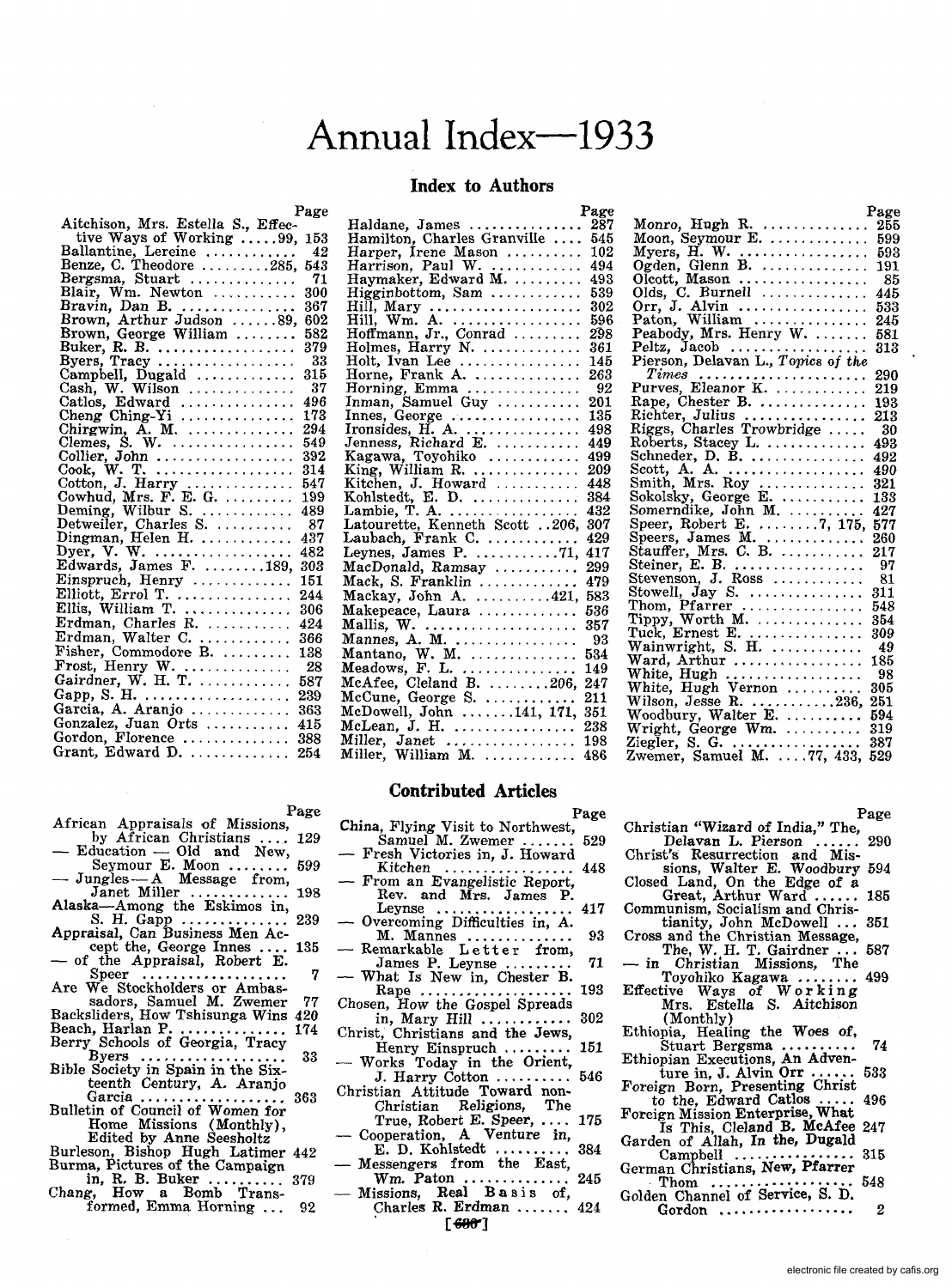# Annual Index—1933

## Index to Authors

| | Page |
|---|---|
| Aitchison, Mrs. Estella S., Effective Ways of Working | 99, 153 |
| Ballantine, Lereine | 42 |
| Benze, C. Theodore | 285, 543 |
| Bergsma, Stuart | 71 |
| Blair, Wm. Newton | 300 |
| Bravin, Dan B. | 367 |
| Brown, Arthur Judson | 89, 602 |
| Brown, George William | 582 |
| Buker, R. B. | 379 |
| Byers, Tracy | 33 |
| Campbell, Dugald | 315 |
| Cash, W. Wilson | 37 |
| Catlos, Edward | 496 |
| Cheng Ching-Yi | 173 |
| Chirgwin, A. M. | 294 |
| Clemes, S. W. | 549 |
| Collier, John | 392 |
| Cook, W. T. | 314 |
| Cotton, J. Harry | 547 |
| Cowhud, Mrs. F. E. G. | 199 |
| Deming, Wilbur S. | 489 |
| Detweiler, Charles S. | 87 |
| Dingman, Helen H. | 437 |
| Dyer, V. W. | 482 |
| Edwards, James F. | 189, 303 |
| Einspruch, Henry | 151 |
| Elliott, Errol T. | 244 |
| Ellis, William T. | 306 |
| Erdman, Charles R. | 424 |
| Erdman, Walter C. | 366 |
| Fisher, Commodore B. | 138 |
| Frost, Henry W. | 28 |
| Gairdner, W. H. T. | 587 |
| Gapp, S. H. | 239 |
| Garcia, A. Aranjo | 363 |
| Gonzalez, Juan Orts | 415 |
| Gordon, Florence | 388 |
| Grant, Edward D. | 254 |
| Haldane, James | 287 |
| Hamilton, Charles Granville | 545 |
| Harper, Irene Mason | 102 |
| Harrison, Paul W. | 494 |
| Haymaker, Edward M. | 493 |
| Higginbottom, Sam | 539 |
| Hill, Mary | 302 |
| Hill, Wm. A. | 596 |
| Hoffmann, Jr., Conrad | 298 |
| Holmes, Harry N. | 361 |
| Holt, Ivan Lee | 145 |
| Horne, Frank A. | 263 |
| Horning, Emma | 92 |
| Inman, Samuel Guy | 201 |
| Innes, George | 135 |
| Ironsides, H. A. | 498 |
| Jenness, Richard E. | 449 |
| Kagawa, Toyohiko | 499 |
| King, William R. | 209 |
| Kitchen, J. Howard | 448 |
| Kohlstedt, E. D. | 384 |
| Lambie, T. A. | 432 |
| Latourette, Kenneth Scott | 206, 307 |
| Laubach, Frank C. | 429 |
| Leynes, James P. | 71, 417 |
| MacDonald, Ramsay | 299 |
| Mack, S. Franklin | 479 |
| Mackay, John A. | 421, 583 |
| Makepeace, Laura | 536 |
| Mallis, W. | 357 |
| Mannes, A. M. | 93 |
| Mantano, W. M. | 534 |
| Meadows, F. L. | 149 |
| McAfee, Cleland B. | 206, 247 |
| McCune, George S. | 211 |
| McDowell, John | 141, 171, 351 |
| McLean, J. H. | 238 |
| Miller, Janet | 198 |
| Miller, William M. | 486 |
| Monro, Hugh R. | 255 |
| Moon, Seymour E. | 599 |
| Myers, H. W. | 593 |
| Ogden, Glenn B. | 191 |
| Olcott, Mason | 85 |
| Olds, C. Burnell | 445 |
| Orr, J. Alvin | 533 |
| Paton, William | 245 |
| Peabody, Mrs. Henry W. | 581 |
| Peltz, Jacob | 313 |
| Pierson, Delavan L., *Topics of the Times* | 290 |
| Purves, Eleanor K. | 219 |
| Rape, Chester B. | 193 |
| Richter, Julius | 213 |
| Riggs, Charles Trowbridge | 30 |
| Roberts, Stacey L. | 493 |
| Schneder, D. B. | 492 |
| Scott, A. A. | 490 |
| Smith, Mrs. Roy | 321 |
| Sokolsky, George E. | 133 |
| Somerndike, John M. | 427 |
| Speer, Robert E. | 7, 175, 577 |
| Speers, James M. | 260 |
| Stauffer, Mrs. C. B. | 217 |
| Steiner, E. B. | 97 |
| Stevenson, J. Ross | 81 |
| Stowell, Jay S. | 311 |
| Thom, Pfarrer | 548 |
| Tippy, Worth M. | 354 |
| Tuck, Ernest E. | 309 |
| Wainwright, S. H. | 49 |
| Ward, Arthur | 185 |
| White, Hugh | 98 |
| White, Hugh Vernon | 305 |
| Wilson, Jesse R. | 236, 251 |
| Woodbury, Walter E. | 594 |
| Wright, George Wm. | 319 |
| Ziegler, S. G. | 387 |
| Zwemer, Samuel M. | 77, 433, 529 |

## Contributed Articles

| | Page |
|---|---|
| African Appraisals of Missions, by African Christians | 129 |
| — Education — Old and New, Seymour E. Moon | 599 |
| — Jungles — A Message from, Janet Miller | 198 |
| Alaska—Among the Eskimos in, S. H. Gapp | 239 |
| Appraisal, Can Business Men Accept the, George Innes | 135 |
| — of the Appraisal, Robert E. Speer | 7 |
| Are We Stockholders or Ambassadors, Samuel M. Zwemer | 77 |
| Backsliders, How Tshisunga Wins | 420 |
| Beach, Harlan P. | 174 |
| Berry Schools of Georgia, Tracy Byers | 33 |
| Bible Society in Spain in the Sixteenth Century, A. Aranjo Garcia | 363 |
| Bulletin of Council of Women for Home Missions (Monthly), Edited by Anne Seesholtz | |
| Burleson, Bishop Hugh Latimer | 442 |
| Burma, Pictures of the Campaign in, R. B. Buker | 379 |
| Chang, How a Bomb Transformed, Emma Horning | 92 |
| China, Flying Visit to Northwest, Samuel M. Zwemer | 529 |
| — Fresh Victories in, J. Howard Kitchen | 448 |
| — From an Evangelistic Report, Rev. and Mrs. James P. Leynse | 417 |
| — Overcoming Difficulties in, A. M. Mannes | 93 |
| — Remarkable Letter from, James P. Leynse | 71 |
| — What Is New in, Chester B. Rape | 193 |
| Chosen, How the Gospel Spreads in, Mary Hill | 302 |
| Christ, Christians and the Jews, Henry Einspruch | 151 |
| — Works Today in the Orient, J. Harry Cotton | 546 |
| Christian Attitude Toward non-Christian Religions, The True, Robert E. Speer | 175 |
| — Cooperation, A Venture in, E. D. Kohlstedt | 384 |
| — Messengers from the East, Wm. Paton | 245 |
| — Missions, Real Basis of, Charles R. Erdman | 424 |
| Christian "Wizard of India," The, Delavan L. Pierson | 290 |
| Christ's Resurrection and Missions, Walter E. Woodbury | 594 |
| Closed Land, On the Edge of a Great, Arthur Ward | 185 |
| Communism, Socialism and Christianity, John McDowell | 351 |
| Cross and the Christian Message, The, W. H. T. Gairdner | 587 |
| — in Christian Missions, The Toyohiko Kagawa | 499 |
| Effective Ways of Working Mrs. Estella S. Aitchison (Monthly) | |
| Ethiopia, Healing the Woes of, Stuart Bergsma | 74 |
| Ethiopian Executions, An Adventure in, J. Alvin Orr | 533 |
| Foreign Born, Presenting Christ to the, Edward Catlos | 496 |
| Foreign Mission Enterprise, What Is This, Cleland B. McAfee | 247 |
| Garden of Allah, In the, Dugald Campbell | 315 |
| German Christians, New, Pfarrer Thom | 548 |
| Golden Channel of Service, S. D. Gordon | 2 |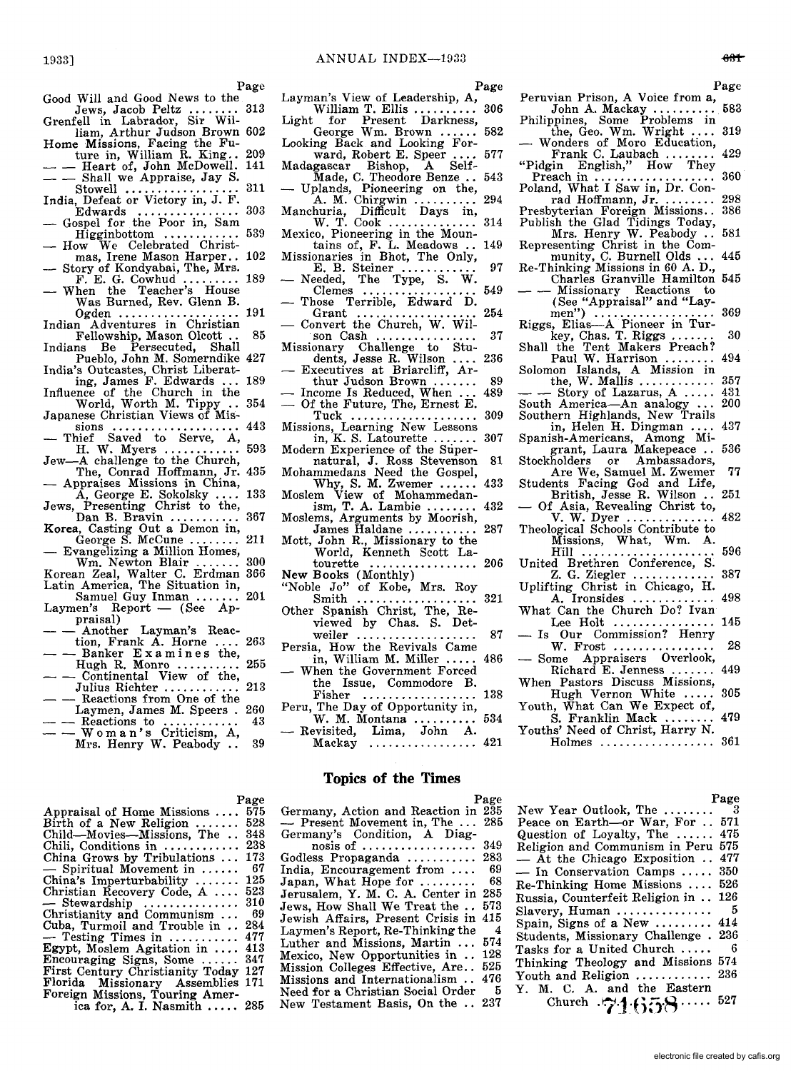Page

Good Will and Good News to the Jews, Jacob Peltz ........ 313
Grenfell in Labrador, Sir William, Arthur Judson Brown 602
Home Missions, Facing the Future in, William R. King.. 209
— — Heart of, John McDowell. 141
— — Shall we Appraise, Jay S. Stowell .................. 311
India, Defeat or Victory in, J. F. Edwards ................ 303
— Gospel for the Poor in, Sam Higginbottom ............ 539
— How We Celebrated Christmas, Irene Mason Harper.. 102
— Story of Kondyabai, The, Mrs. F. E. G. Cowhud ......... 189
— When the Teacher's House Was Burned, Rev. Glenn B. Ogden ................... 191
Indian Adventures in Christian Fellowship, Mason Olcott .. 85
Indians Be Persecuted, Shall Pueblo, John M. Somerndike 427
India's Outcastes, Christ Liberating, James F. Edwards ... 189
Influence of the Church in the World, Worth M. Tippy .. 354
Japanese Christian Views of Missions ................... 443
— Thief Saved to Serve, A, H. W. Myers ............ 593
Jew—A challenge to the Church, The, Conrad Hoffmann, Jr. 435
— Appraises Missions in China, A, George E. Sokolsky .... 133
Jews, Presenting Christ to the, Dan B. Bravin ........... 367
Korea, Casting Out a Demon in, George S. McCune ........ 211
— Evangelizing a Million Homes, Wm. Newton Blair ....... 300
Korean Zeal, Walter C. Erdman 366
Latin America, The Situation in, Samuel Guy Inman ....... 201
Laymen's Report — (See Appraisal)
— — Another Layman's Reaction, Frank A. Horne .... 263
— — Banker Examines the, Hugh R. Monro .......... 255
— — Continental View of the, Julius Richter ............ 213
— — Reactions from One of the Laymen, James M. Speers . 260
— — Reactions to ............ 43
— — Woman's Criticism, A, Mrs. Henry W. Peabody .. 39
Layman's View of Leadership, A, William T. Ellis .......... 306
Light for Present Darkness, George Wm. Brown ...... 582
Looking Back and Looking Forward, Robert E. Speer .... 577
Madagascar Bishop, A Self-Made, C. Theodore Benze .. 543
— Uplands, Pioneering on the, A. M. Chirgwin .......... 294
Manchuria, Difficult Days in, W. T. Cook .............. 314
Mexico, Pioneering in the Mountains of, F. L. Meadows .. 149
Missionaries in Bhot, The Only, E. B. Steiner ............ 97
— Needed, The Type, S. W. Clemes .................. 549
— Those Terrible, Edward D. Grant ................... 254
— Convert the Church, W. Wilson Cash ................ 37
Missionary Challenge to Students, Jesse R. Wilson .... 236
— Executives at Briarcliff, Arthur Judson Brown ....... 89
— Income Is Reduced, When ... 489
— Of the Future, The, Ernest E. Tuck .................... 309
Missions, Learning New Lessons in, K. S. Latourette ....... 307
Modern Experience of the Supernatural, J. Ross Stevenson 81
Mohammedans Need the Gospel, Why, S. M. Zwemer ...... 433
Moslem View of Mohammedanism, T. A. Lambie ........ 432
Moslems, Arguments by Moorish, James Haldane .......... 287
Mott, John R., Missionary to the World, Kenneth Scott Latourette ................ 206
**New Books (Monthly)**
"Noble Jo" of Kobe, Mrs. Roy Smith .................. 321
Other Spanish Christ, The, Reviewed by Chas. S. Detweiler ................... 87
Persia, How the Revivals Came in, William M. Miller ..... 486
— When the Government Forced the Issue, Commodore B. Fisher .................. 138
Peru, The Day of Opportunity in, W. M. Montana ......... 534
— Revisited, Lima, John A. Mackay ................. 421
Peruvian Prison, A Voice from a, John A. Mackay .......... 583
Philippines, Some Problems in the, Geo. Wm. Wright .... 319
— Wonders of Moro Education, Frank C. Laubach ........ 429
"Pidgin English," How They Preach in .................. 360
Poland, What I Saw in, Dr. Conrad Hoffmann, Jr. ........ 298
Presbyterian Foreign Missions.. 386
Publish the Glad Tidings Today, Mrs. Henry W. Peabody .. 581
Representing Christ in the Community, C. Burnell Olds ... 445
Re-Thinking Missions in 60 A. D., Charles Granville Hamilton 545
— — Missionary Reactions to (See "Appraisal" and "Laymen") ................... 369
Riggs, Elias—A Pioneer in Turkey, Chas. T. Riggs ....... 30
Shall the Tent Makers Preach? Paul W. Harrison ........ 494
Solomon Islands, A Mission in the, W. Mallis ........... 357
— — Story of Lazarus, A ..... 431
South America—An analogy ... 200
Southern Highlands, New Trails in, Helen H. Dingman .... 437
Spanish-Americans, Among Migrant, Laura Makepeace .. 536
Stockholders or Ambassadors, Are We, Samuel M. Zwemer 77
Students Facing God and Life, British, Jesse R. Wilson .. 251
— Of Asia, Revealing Christ to, V. W. Dyer .............. 482
Theological Schools Contribute to Missions, What, Wm. A. Hill ..................... 596
United Brethren Conference, S. Z. G. Ziegler ............. 387
Uplifting Christ in Chicago, H. A. Ironsides ............ 498
What Can the Church Do? Ivan Lee Holt ............... 145
— Is Our Commission? Henry W. Frost ................ 28
— Some Appraisers Overlook, Richard E. Jenness ....... 449
When Pastors Discuss Missions, Hugh Vernon White ..... 305
Youth, What Can We Expect of, S. Franklin Mack ........ 479
Youths' Need of Christ, Harry N. Holmes .................. 361

## Topics of the Times

Page

Appraisal of Home Missions .... 575
Birth of a New Religion ....... 528
Child—Movies—Missions, The .. 348
Chili, Conditions in ........... 238
China Grows by Tribulations ... 173
— Spiritual Movement in ...... 67
China's Imperturbability ....... 125
Christian Recovery Code, A .... 523
— Stewardship .............. 310
Christianity and Communism ... 69
Cuba, Turmoil and Trouble in .. 284
— Testing Times in .......... 477
Egypt, Moslem Agitation in .... 413
Encouraging Signs, Some ...... 347
First Century Christianity Today 127
Florida Missionary Assemblies 171
Foreign Missions, Touring America for, A. I. Nasmith ..... 285
Germany, Action and Reaction in 235
— Present Movement in, The ... 285
Germany's Condition, A Diagnosis of ................. 349
Godless Propaganda .......... 283
India, Encouragement from .... 69
Japan, What Hope for ........ 68
Jerusalem, Y. M. C. A. Center in 285
Jews, How Shall We Treat the .. 573
Jewish Affairs, Present Crisis in 415
Laymen's Report, Re-Thinking the 4
Luther and Missions, Martin ... 574
Mexico, New Opportunities in .. 128
Mission Colleges Effective, Are.. 525
Missions and Internationalism .. 476
Need for a Christian Social Order 5
New Testament Basis, On the .. 237
New Year Outlook, The ........ 3
Peace on Earth—or War, For .. 571
Question of Loyalty, The ...... 475
Religion and Communism in Peru 575
— At the Chicago Exposition .. 477
— In Conservation Camps ..... 350
Re-Thinking Home Missions .... 526
Russia, Counterfeit Religion in .. 126
Slavery, Human .............. 5
Spain, Signs of a New ......... 414
Students, Missionary Challenge . 236
Tasks for a United Church ..... 6
Thinking Theology and Missions 574
Youth and Religion ........... 236
Y. M. C. A. and the Eastern Church ........ 527

74658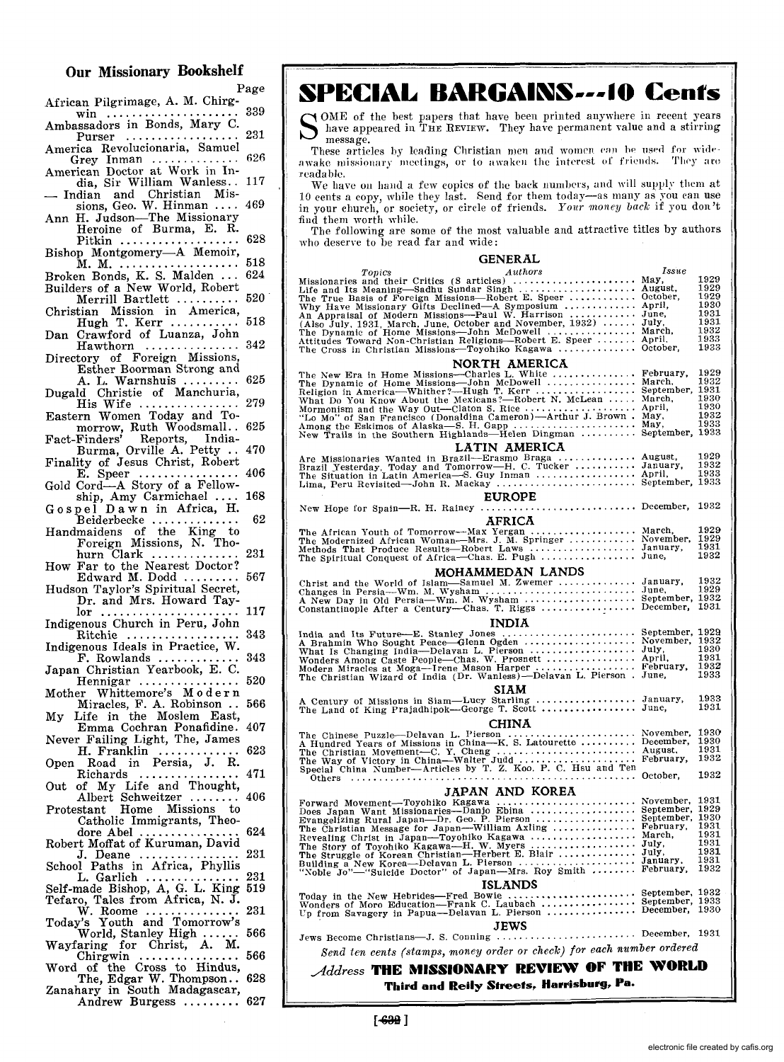## Our Missionary Bookshelf

| | Page |
|---|---|
| African Pilgrimage, A. M. Chirgwin | 339 |
| Ambassadors in Bonds, Mary C. Purser | 231 |
| America Revolucionaria, Samuel Grey Inman | 626 |
| American Doctor at Work in India, Sir William Wanless | 117 |
| — Indian and Christian Missions, Geo. W. Hinman | 469 |
| Ann H. Judson—The Missionary Heroine of Burma, E. R. Pitkin | 628 |
| Bishop Montgomery—A Memoir, M. M. | 518 |
| Broken Bonds, K. S. Malden | 624 |
| Builders of a New World, Robert Merrill Bartlett | 520 |
| Christian Mission in America, Hugh T. Kerr | 518 |
| Dan Crawford of Luanza, John Hawthorn | 342 |
| Directory of Foreign Missions, Esther Boorman Strong and A. L. Warnshuis | 625 |
| Dugald Christie of Manchuria, His Wife | 279 |
| Eastern Women Today and Tomorrow, Ruth Woodsmall | 625 |
| Fact-Finders' Reports, India-Burma, Orville A. Petty | 470 |
| Finality of Jesus Christ, Robert E. Speer | 406 |
| Gold Cord—A Story of a Fellowship, Amy Carmichael | 168 |
| Gospel Dawn in Africa, H. Beiderbecke | 62 |
| Handmaidens of the King to Foreign Missions, N. Thohurn Clark | 231 |
| How Far to the Nearest Doctor? Edward M. Dodd | 567 |
| Hudson Taylor's Spiritual Secret, Dr. and Mrs. Howard Taylor | 117 |
| Indigenous Church in Peru, John Ritchie | 343 |
| Indigenous Ideals in Practice, W. F. Rowlands | 343 |
| Japan Christian Yearbook, E. C. Hennigar | 520 |
| Mother Whittemore's Modern Miracles, F. A. Robinson | 566 |
| My Life in the Moslem East, Emma Cochran Ponafidine | 407 |
| Never Failing Light, The, James H. Franklin | 623 |
| Open Road in Persia, J. R. Richards | 471 |
| Out of My Life and Thought, Albert Schweitzer | 406 |
| Protestant Home Missions to Catholic Immigrants, Theodore Abel | 624 |
| Robert Moffat of Kuruman, David J. Deane | 231 |
| School Paths in Africa, Phyllis L. Garlich | 231 |
| Self-made Bishop, A, G. L. King | 519 |
| Tefaro, Tales from Africa, N. J. W. Roome | 231 |
| Today's Youth and Tomorrow's World, Stanley High | 566 |
| Wayfaring for Christ, A. M. Chirgwin | 566 |
| Word of the Cross to Hindus, The, Edgar W. Thompson | 628 |
| Zanahary in South Madagascar, Andrew Burgess | 627 |

# SPECIAL BARGAINS---10 Cents

SOME of the best papers that have been printed anywhere in recent years have appeared in THE REVIEW. They have permanent value and a stirring message.

These articles by leading Christian men and women can be used for wide-awake missionary meetings, or to awaken the interest of friends. They are readable.

We have on hand a few copies of the back numbers, and will supply them at 10 cents a copy, while they last. Send for them today—as many as you can use in your church, or society, or circle of friends. *Your money back* if you don't find them worth while.

The following are some of the most valuable and attractive titles by authors who deserve to be read far and wide:

### GENERAL

| *Topics* — *Authors* | *Issue* | |
|---|---|---|
| Missionaries and their Critics (8 articles) | May, | 1929 |
| Life and Its Meaning—Sadhu Sundar Singh | August, | 1929 |
| The True Basis of Foreign Missions—Robert E. Speer | October, | 1929 |
| Why Have Missionary Gifts Declined—A Symposium | April, | 1930 |
| An Appraisal of Modern Missions—Paul W. Harrison | June, | 1931 |
| (Also July, 1931, March, June, October and November, 1932) | July, | 1931 |
| The Dynamic of Home Missions—John McDowell | March, | 1932 |
| Attitudes Toward Non-Christian Religions—Robert E. Speer | April, | 1933 |
| The Cross in Christian Missions—Toyohiko Kagawa | October, | 1933 |

### NORTH AMERICA

| | | |
|---|---|---|
| The New Era in Home Missions—Charles L. White | February, | 1929 |
| The Dynamic of Home Missions—John McDowell | March, | 1932 |
| Religion in America—Whither?—Hugh T. Kerr | September, | 1931 |
| What Do You Know About the Mexicans?—Robert N. McLean | March, | 1930 |
| Mormonism and the Way Out—Claton S. Rice | April, | 1930 |
| "Lo Mo" of San Francisco (Donaldina Cameron)—Arthur J. Brown | May, | 1932 |
| Among the Eskimos of Alaska—S. H. Gapp | May, | 1933 |
| New Trails in the Southern Highlands—Helen Dingman | September, | 1933 |

### LATIN AMERICA

| | | |
|---|---|---|
| Are Missionaries Wanted in Brazil—Erasmo Braga | August, | 1929 |
| Brazil Yesterday, Today and Tomorrow—H. C. Tucker | January, | 1932 |
| The Situation in Latin America—S. Guy Inman | April, | 1933 |
| Lima, Peru Revisited—John R. Mackay | September, | 1933 |

### EUROPE

| | | |
|---|---|---|
| New Hope for Spain—R. H. Rainey | December, | 1932 |

### AFRICA

| | | |
|---|---|---|
| The African Youth of Tomorrow—Max Yergan | March, | 1929 |
| The Modernized African Woman—Mrs. J. M. Springer | November, | 1929 |
| Methods That Produce Results—Robert Laws | January, | 1931 |
| The Spiritual Conquest of Africa—Chas. E. Pugh | June, | 1932 |

### MOHAMMEDAN LANDS

| | | |
|---|---|---|
| Christ and the World of Islam—Samuel M. Zwemer | January, | 1932 |
| Changes in Persia—Wm. M. Wysham | June, | 1929 |
| A New Day in Old Persia—Wm. M. Wysham | September, | 1932 |
| Constantinople After a Century—Chas. T. Riggs | December, | 1931 |

### INDIA

| | | |
|---|---|---|
| India and Its Future—E. Stanley Jones | September, | 1929 |
| A Brahmin Who Sought Peace—Glenn Ogden | November, | 1932 |
| What Is Changing India—Delavan L. Pierson | July, | 1930 |
| Wonders Among Caste People—Chas. W. Prosnett | April, | 1931 |
| Modern Miracles at Moga—Irene Mason Harper | February, | 1932 |
| The Christian Wizard of India (Dr. Wanless)—Delavan L. Pierson | June, | 1933 |

### SIAM

| | | |
|---|---|---|
| A Century of Missions in Siam—Lucy Starling | January, | 1933 |
| The Land of King Prajadhipok—George T. Scott | June, | 1931 |

### CHINA

| | | |
|---|---|---|
| The Chinese Puzzle—Delavan L. Pierson | November, | 1930 |
| A Hundred Years of Missions in China—K. S. Latourette | December, | 1930 |
| The Christian Movement—C. Y. Cheng | August, | 1931 |
| The Way of Victory in China—Walter Judd | February, | 1932 |
| Special China Number—Articles by T. Z. Koo, P. C. Hsu and Ten Others | October, | 1932 |

### JAPAN AND KOREA

| | | |
|---|---|---|
| Forward Movement—Toyohiko Kagawa | November, | 1931 |
| Does Japan Want Missionaries—Danjo Ebina | September, | 1929 |
| Evangelizing Rural Japan—Dr. Geo. P. Pierson | September, | 1930 |
| The Christian Message for Japan—William Axling | February, | 1931 |
| Revealing Christ in Japan—Toyohiko Kagawa | March, | 1931 |
| The Story of Toyohiko Kagawa—H. W. Myers | July, | 1931 |
| The Struggle of Korean Christian—Herbert E. Blair | July, | 1931 |
| Building a New Korea—Delavan L. Pierson | January, | 1931 |
| "Noble Jo"—"Suicide Doctor" of Japan—Mrs. Roy Smith | February, | 1932 |

### ISLANDS

| | | |
|---|---|---|
| Today in the New Hebrides—Fred Bowie | September, | 1932 |
| Wonders of Moro Education—Frank C. Laubach | September, | 1933 |
| Up from Savagery in Papua—Delavan L. Pierson | December, | 1930 |

### JEWS

| | | |
|---|---|---|
| Jews Become Christians—J. S. Conning | December, | 1931 |

*Send ten cents (stamps, money order or check) for each number ordered*

*Address* **THE MISSIONARY REVIEW OF THE WORLD**

**Third and Reily Streets, Harrisburg, Pa.**